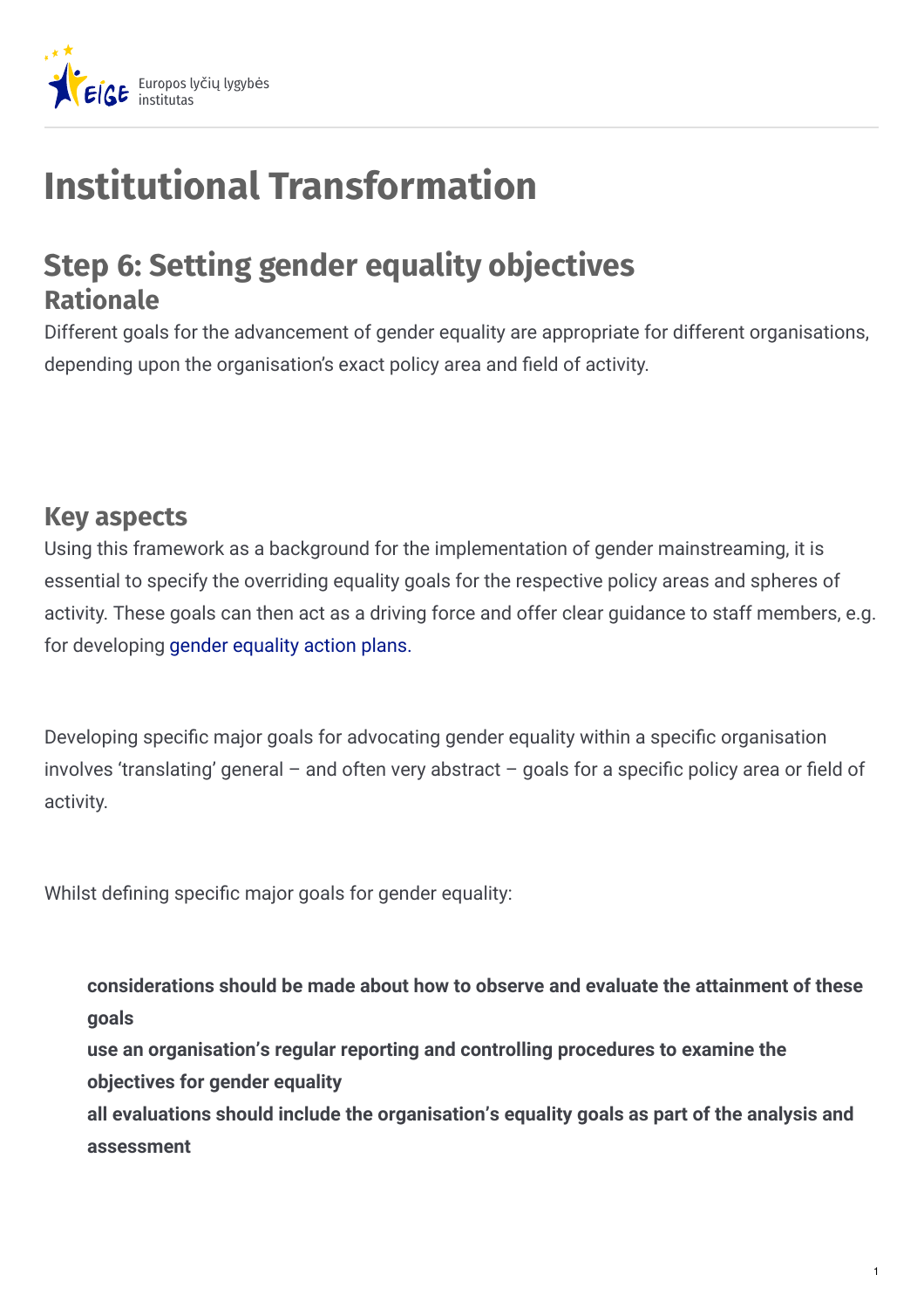# Institutional Transformation

## Step 6: Setting gender equality objectives

### Rationale

Different goals for the advancement of gender equality are appropriate for different organisations, depending upon the organisation's exact policy area and field of activity.

### Key aspects

Using this framework as a background for the implementation of gender mainstreaming, it is essential to specify the overriding equality goals for the respective policy areas and spheres of activity. These goals can then act as a driving force and offer clear guidance to staff members, e.g. for developing gender equality action plans.

Developing specific major goals for advocating gender equality within a specific organisation involves 'translating' general – and often very abstract – goals for a specific policy area or field of activity.

Whilst defining specific major goals for gender equality:

- **considerations should be made about how to observe and evaluate the attainment of these goals**
- **use an organisation's regular reporting and controlling procedures to examine the objectives for gender equality**
- **all evaluations should include the organisation's equality goals as part of the analysis and assessment**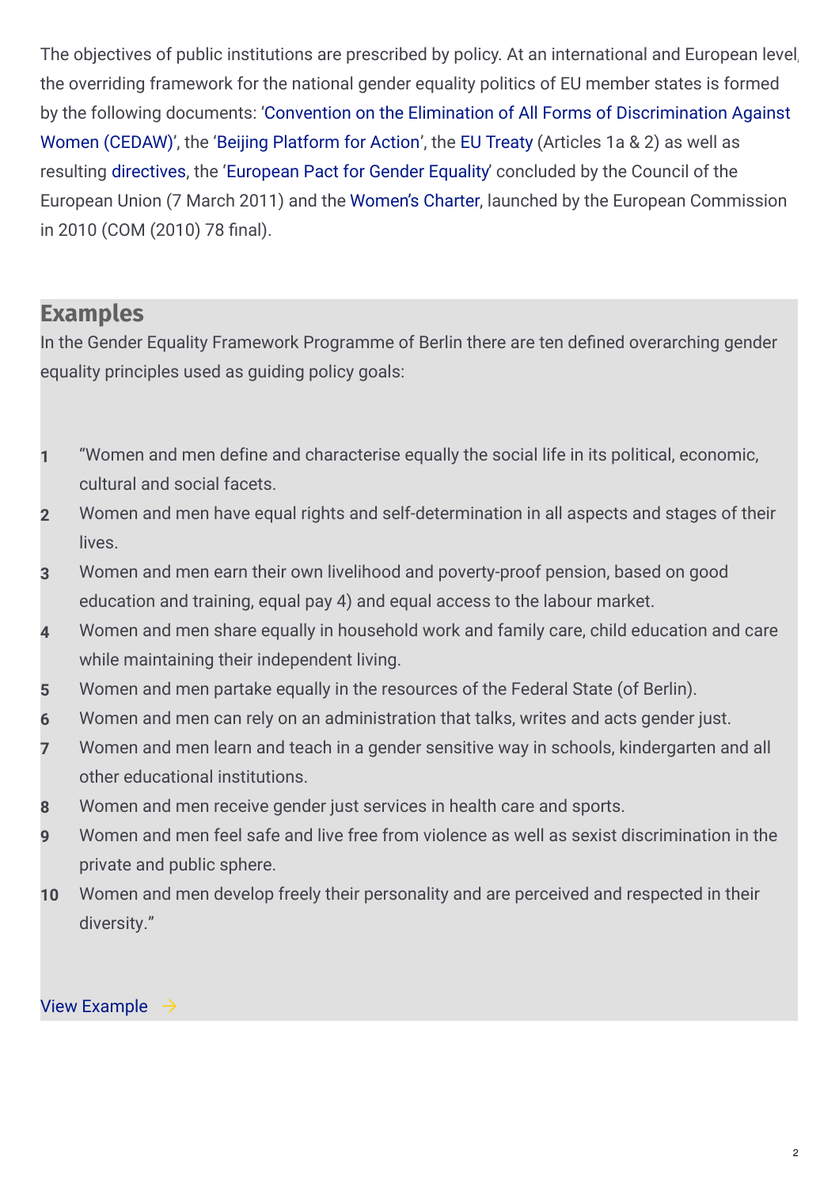The objectives of public institutions are prescribed by policy. At an international and European level, the overriding framework for the national gender equality politics of EU member states is formed by the following documents: 'Convention on the Elimination of All Forms of Discrimination Against Women (CEDAW)', the 'Beijing Platform for Action', the EU Treaty (Articles 1a & 2) as well as resulting directives, the 'European Pact for Gender Equality' concluded by the Council of the European Union (7 March 2011) and the Women's Charter, launched by the European Commission in 2010 (COM (2010) 78 final).

## Examples

In the Gender Equality Framework Programme of Berlin there are ten defined overarching gender equality principles used as guiding policy goals:

1. "Women and men define and characterise equally the social life in its political, economic, cultural and social facets.
2. Women and men have equal rights and self-determination in all aspects and stages of their lives.
3. Women and men earn their own livelihood and poverty-proof pension, based on good education and training, equal pay 4) and equal access to the labour market.
4. Women and men share equally in household work and family care, child education and care while maintaining their independent living.
5. Women and men partake equally in the resources of the Federal State (of Berlin).
6. Women and men can rely on an administration that talks, writes and acts gender just.
7. Women and men learn and teach in a gender sensitive way in schools, kindergarten and all other educational institutions.
8. Women and men receive gender just services in health care and sports.
9. Women and men feel safe and live free from violence as well as sexist discrimination in the private and public sphere.
10. Women and men develop freely their personality and are perceived and respected in their diversity."

View Example →